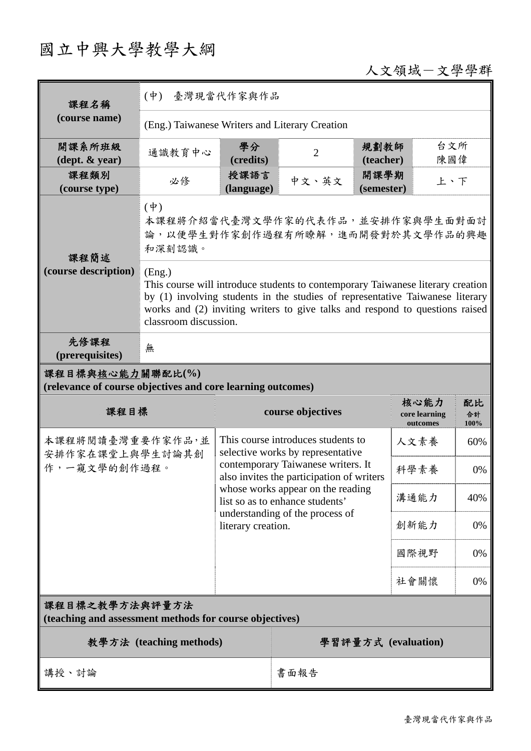# 國立中興大學教學大綱

人文領域－文學學群

| 課程名稱 (course name) | (中) 臺灣現當代作家與作品 | | | | |
|---|---|---|---|---|---|
| | (Eng.) Taiwanese Writers and Literary Creation | | | | |
| 開課系所班級 (dept. & year) | 通識教育中心 | 學分 (credits) | 2 | 規劃教師 (teacher) | 台文所 陳國偉 |
| 課程類別 (course type) | 必修 | 授課語言 (language) | 中文、英文 | 開課學期 (semester) | 上、下 |
| 課程簡述 (course description) | (中) 本課程將介紹當代臺灣文學作家的代表作品，並安排作家與學生面對面討論，以便學生對作家創作過程有所瞭解，進而開發對於其文學作品的興趣和深刻認識。 | | | | |
| | (Eng.) This course will introduce students to contemporary Taiwanese literary creation by (1) involving students in the studies of representative Taiwanese literary works and (2) inviting writers to give talks and respond to questions raised classroom discussion. | | | | |
| 先修課程 (prerequisites) | 無 | | | | |

**課程目標與核心能力關聯配比(%)**
**(relevance of course objectives and core learning outcomes)**

| 課程目標 | course objectives | 核心能力 core learning outcomes | 配比 合計100% |
|---|---|---|---|
| 本課程將閱讀臺灣重要作家作品，並安排作家在課堂上與學生討論其創作，一窺文學的創作過程。 | This course introduces students to selective works by representative contemporary Taiwanese writers. It also invites the participation of writers whose works appear on the reading list so as to enhance students' understanding of the process of literary creation. | 人文素養 | 60% |
| | | 科學素養 | 0% |
| | | 溝通能力 | 40% |
| | | 創新能力 | 0% |
| | | 國際視野 | 0% |
| | | 社會關懷 | 0% |

**課程目標之教學方法與評量方法**
**(teaching and assessment methods for course objectives)**

| 教學方法 (teaching methods) | 學習評量方式 (evaluation) |
|---|---|
| 講授、討論 | 書面報告 |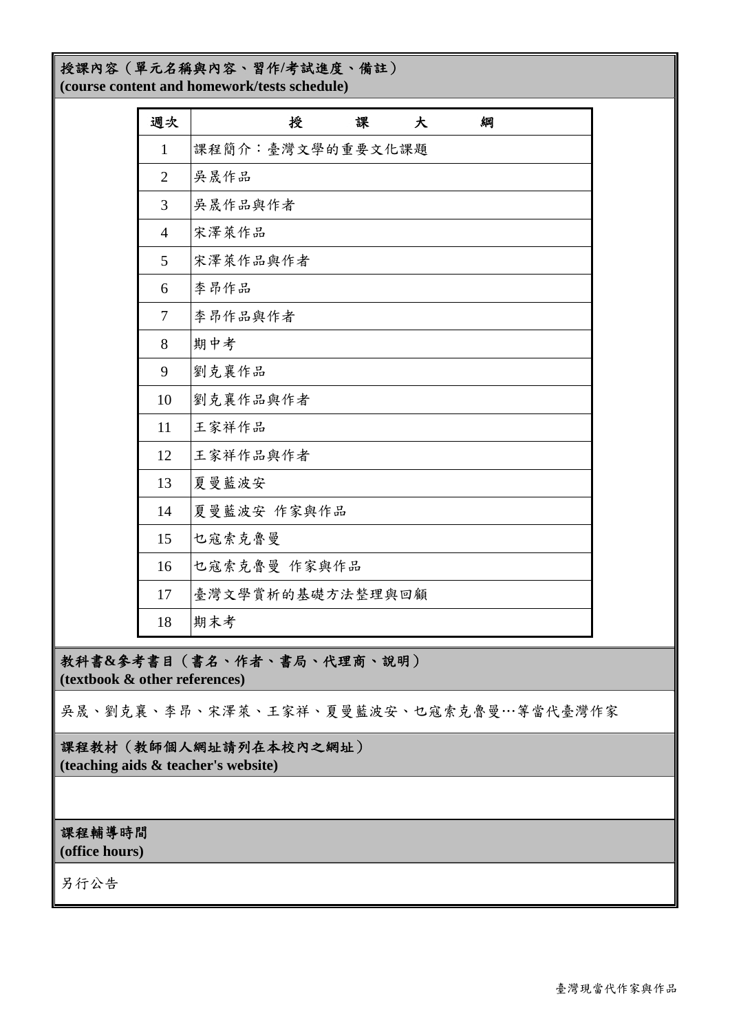**授課內容（單元名稱與內容、習作/考試進度、備註）**
**(course content and homework/tests schedule)**

| 週次 | 授　　課　　大　　綱 |
| --- | --- |
| 1 | 課程簡介：臺灣文學的重要文化課題 |
| 2 | 吳晟作品 |
| 3 | 吳晟作品與作者 |
| 4 | 宋澤萊作品 |
| 5 | 宋澤萊作品與作者 |
| 6 | 李昂作品 |
| 7 | 李昂作品與作者 |
| 8 | 期中考 |
| 9 | 劉克襄作品 |
| 10 | 劉克襄作品與作者 |
| 11 | 王家祥作品 |
| 12 | 王家祥作品與作者 |
| 13 | 夏曼藍波安 |
| 14 | 夏曼藍波安 作家與作品 |
| 15 | 乜寇索克魯曼 |
| 16 | 乜寇索克魯曼 作家與作品 |
| 17 | 臺灣文學賞析的基礎方法整理與回顧 |
| 18 | 期末考 |

**教科書&參考書目（書名、作者、書局、代理商、說明）**
**(textbook & other references)**

吳晟、劉克襄、李昂、宋澤萊、王家祥、夏曼藍波安、乜寇索克魯曼…等當代臺灣作家

**課程教材（教師個人網址請列在本校內之網址）**
**(teaching aids & teacher's website)**

**課程輔導時間**
**(office hours)**

另行公告